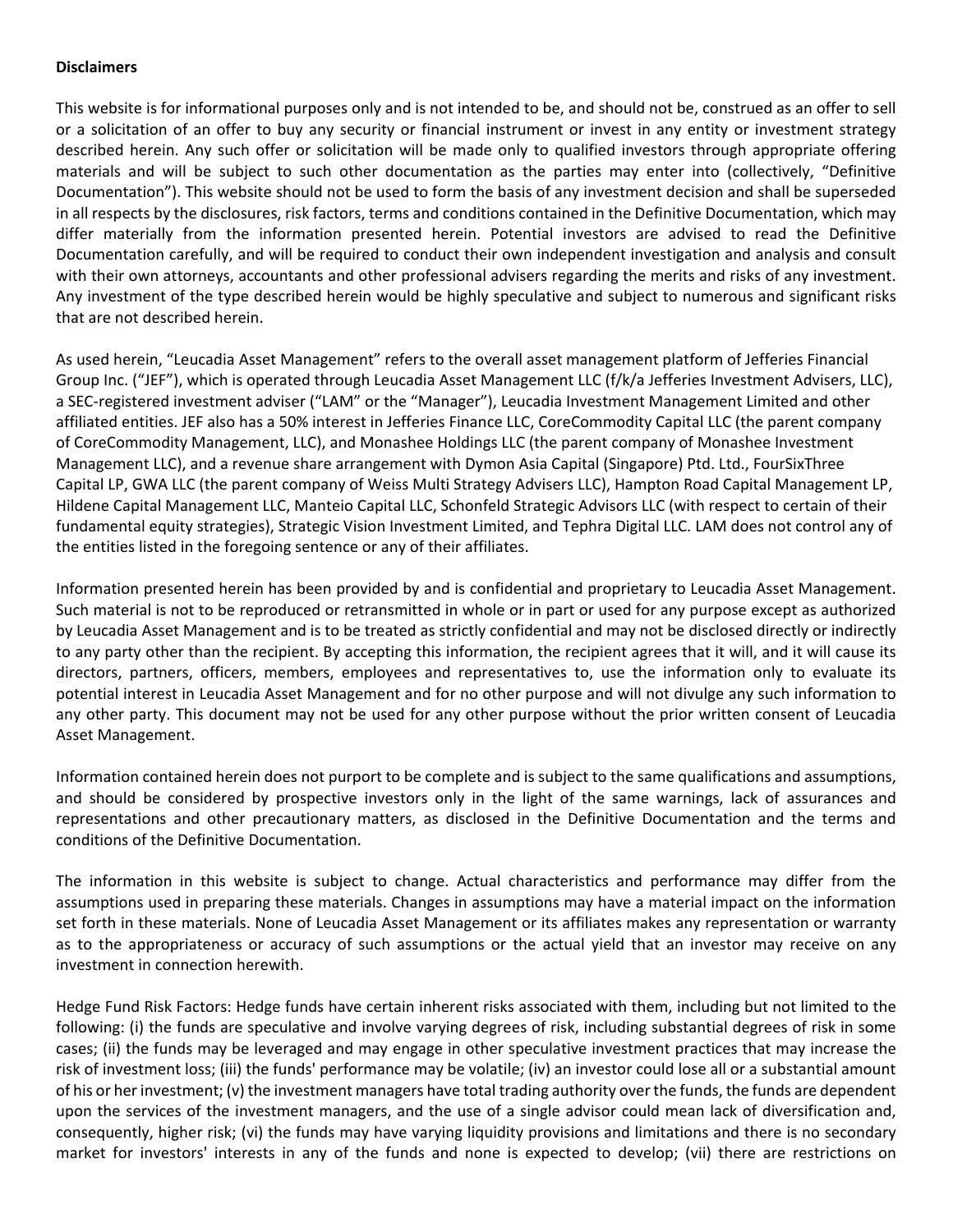**Disclaimers**

This website is for informational purposes only and is not intended to be, and should not be, construed as an offer to sell or a solicitation of an offer to buy any security or financial instrument or invest in any entity or investment strategy described herein. Any such offer or solicitation will be made only to qualified investors through appropriate offering materials and will be subject to such other documentation as the parties may enter into (collectively, "Definitive Documentation"). This website should not be used to form the basis of any investment decision and shall be superseded in all respects by the disclosures, risk factors, terms and conditions contained in the Definitive Documentation, which may differ materially from the information presented herein. Potential investors are advised to read the Definitive Documentation carefully, and will be required to conduct their own independent investigation and analysis and consult with their own attorneys, accountants and other professional advisers regarding the merits and risks of any investment. Any investment of the type described herein would be highly speculative and subject to numerous and significant risks that are not described herein.

As used herein, "Leucadia Asset Management" refers to the overall asset management platform of Jefferies Financial Group Inc. ("JEF"), which is operated through Leucadia Asset Management LLC (f/k/a Jefferies Investment Advisers, LLC), a SEC-registered investment adviser ("LAM" or the "Manager"), Leucadia Investment Management Limited and other affiliated entities. JEF also has a 50% interest in Jefferies Finance LLC, CoreCommodity Capital LLC (the parent company of CoreCommodity Management, LLC), and Monashee Holdings LLC (the parent company of Monashee Investment Management LLC), and a revenue share arrangement with Dymon Asia Capital (Singapore) Ptd. Ltd., FourSixThree Capital LP, GWA LLC (the parent company of Weiss Multi Strategy Advisers LLC), Hampton Road Capital Management LP, Hildene Capital Management LLC, Manteio Capital LLC, Schonfeld Strategic Advisors LLC (with respect to certain of their fundamental equity strategies), Strategic Vision Investment Limited, and Tephra Digital LLC. LAM does not control any of the entities listed in the foregoing sentence or any of their affiliates.

Information presented herein has been provided by and is confidential and proprietary to Leucadia Asset Management. Such material is not to be reproduced or retransmitted in whole or in part or used for any purpose except as authorized by Leucadia Asset Management and is to be treated as strictly confidential and may not be disclosed directly or indirectly to any party other than the recipient. By accepting this information, the recipient agrees that it will, and it will cause its directors, partners, officers, members, employees and representatives to, use the information only to evaluate its potential interest in Leucadia Asset Management and for no other purpose and will not divulge any such information to any other party. This document may not be used for any other purpose without the prior written consent of Leucadia Asset Management.

Information contained herein does not purport to be complete and is subject to the same qualifications and assumptions, and should be considered by prospective investors only in the light of the same warnings, lack of assurances and representations and other precautionary matters, as disclosed in the Definitive Documentation and the terms and conditions of the Definitive Documentation.

The information in this website is subject to change. Actual characteristics and performance may differ from the assumptions used in preparing these materials. Changes in assumptions may have a material impact on the information set forth in these materials. None of Leucadia Asset Management or its affiliates makes any representation or warranty as to the appropriateness or accuracy of such assumptions or the actual yield that an investor may receive on any investment in connection herewith.

Hedge Fund Risk Factors: Hedge funds have certain inherent risks associated with them, including but not limited to the following: (i) the funds are speculative and involve varying degrees of risk, including substantial degrees of risk in some cases; (ii) the funds may be leveraged and may engage in other speculative investment practices that may increase the risk of investment loss; (iii) the funds' performance may be volatile; (iv) an investor could lose all or a substantial amount of his or her investment; (v) the investment managers have total trading authority over the funds, the funds are dependent upon the services of the investment managers, and the use of a single advisor could mean lack of diversification and, consequently, higher risk; (vi) the funds may have varying liquidity provisions and limitations and there is no secondary market for investors' interests in any of the funds and none is expected to develop; (vii) there are restrictions on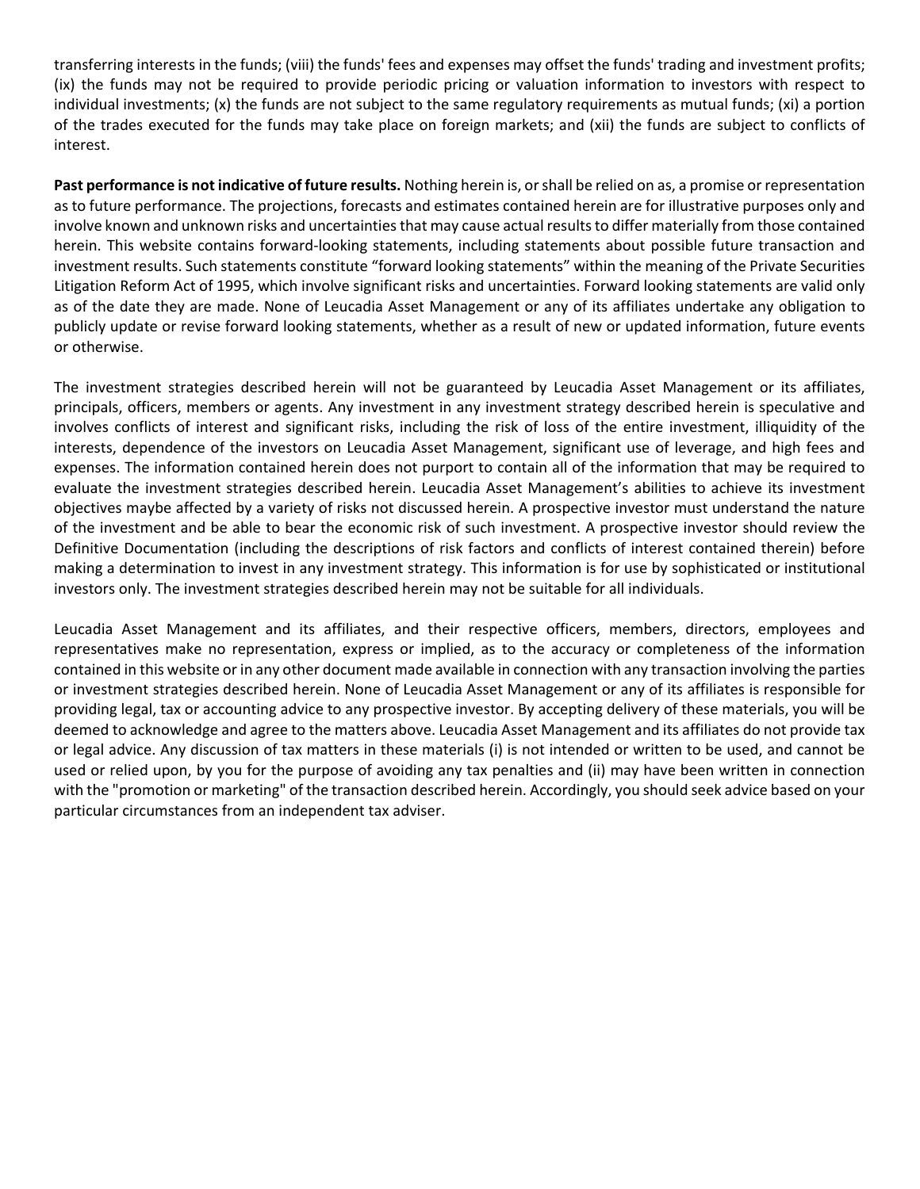transferring interests in the funds; (viii) the funds' fees and expenses may offset the funds' trading and investment profits; (ix) the funds may not be required to provide periodic pricing or valuation information to investors with respect to individual investments; (x) the funds are not subject to the same regulatory requirements as mutual funds; (xi) a portion of the trades executed for the funds may take place on foreign markets; and (xii) the funds are subject to conflicts of interest.

**Past performance is not indicative of future results.** Nothing herein is, or shall be relied on as, a promise or representation as to future performance. The projections, forecasts and estimates contained herein are for illustrative purposes only and involve known and unknown risks and uncertainties that may cause actual results to differ materially from those contained herein. This website contains forward-looking statements, including statements about possible future transaction and investment results. Such statements constitute "forward looking statements" within the meaning of the Private Securities Litigation Reform Act of 1995, which involve significant risks and uncertainties. Forward looking statements are valid only as of the date they are made. None of Leucadia Asset Management or any of its affiliates undertake any obligation to publicly update or revise forward looking statements, whether as a result of new or updated information, future events or otherwise.

The investment strategies described herein will not be guaranteed by Leucadia Asset Management or its affiliates, principals, officers, members or agents. Any investment in any investment strategy described herein is speculative and involves conflicts of interest and significant risks, including the risk of loss of the entire investment, illiquidity of the interests, dependence of the investors on Leucadia Asset Management, significant use of leverage, and high fees and expenses. The information contained herein does not purport to contain all of the information that may be required to evaluate the investment strategies described herein. Leucadia Asset Management's abilities to achieve its investment objectives maybe affected by a variety of risks not discussed herein. A prospective investor must understand the nature of the investment and be able to bear the economic risk of such investment. A prospective investor should review the Definitive Documentation (including the descriptions of risk factors and conflicts of interest contained therein) before making a determination to invest in any investment strategy. This information is for use by sophisticated or institutional investors only. The investment strategies described herein may not be suitable for all individuals.

Leucadia Asset Management and its affiliates, and their respective officers, members, directors, employees and representatives make no representation, express or implied, as to the accuracy or completeness of the information contained in this website or in any other document made available in connection with any transaction involving the parties or investment strategies described herein. None of Leucadia Asset Management or any of its affiliates is responsible for providing legal, tax or accounting advice to any prospective investor. By accepting delivery of these materials, you will be deemed to acknowledge and agree to the matters above. Leucadia Asset Management and its affiliates do not provide tax or legal advice. Any discussion of tax matters in these materials (i) is not intended or written to be used, and cannot be used or relied upon, by you for the purpose of avoiding any tax penalties and (ii) may have been written in connection with the "promotion or marketing" of the transaction described herein. Accordingly, you should seek advice based on your particular circumstances from an independent tax adviser.